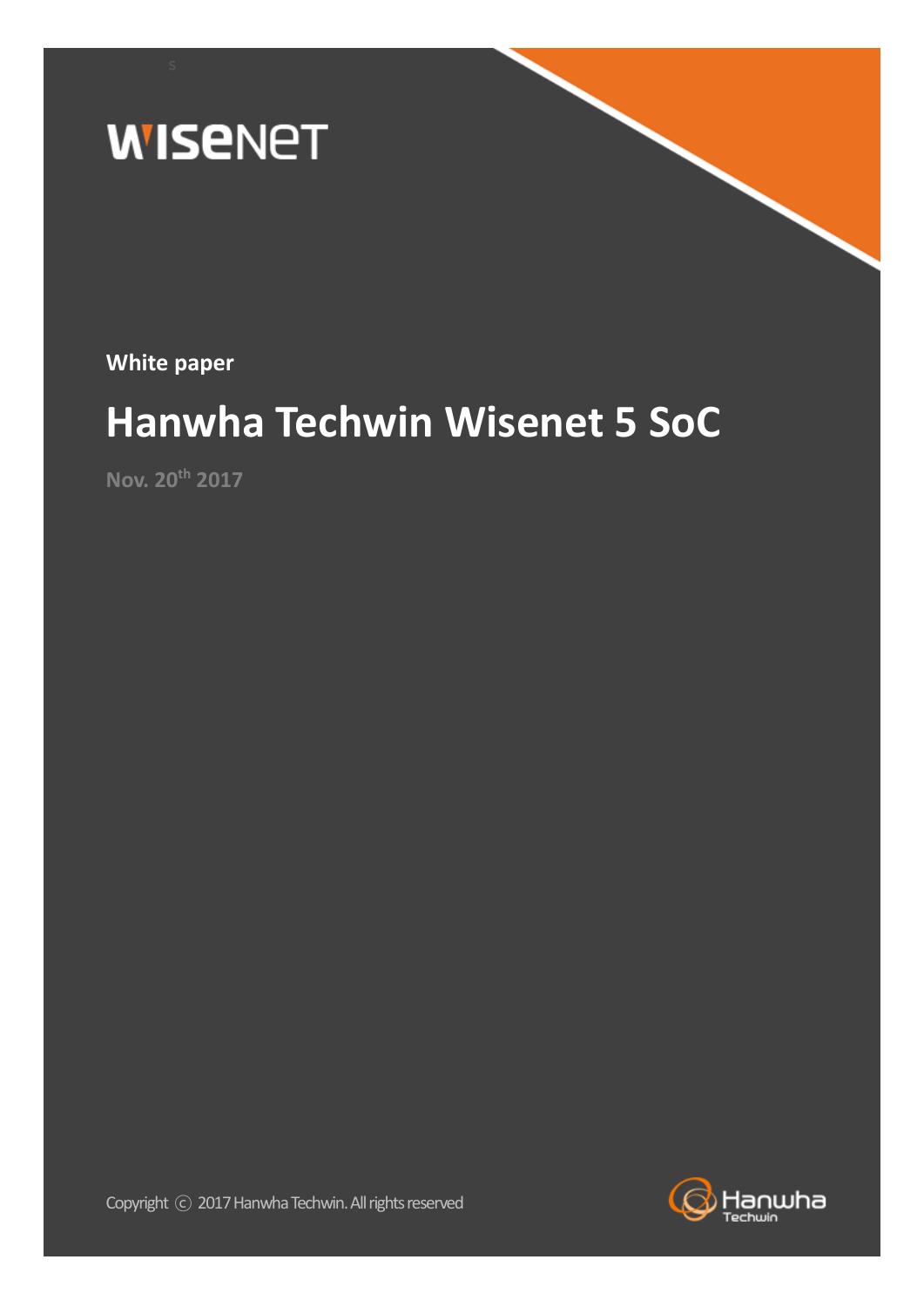WISENET

**White paper**

# Hanwha Techwin Wisenet 5 SoC

**Nov. 20th 2017**

Copyright ⓒ 2017 Hanwha Techwin. All rights reserved

Hanwha Techwin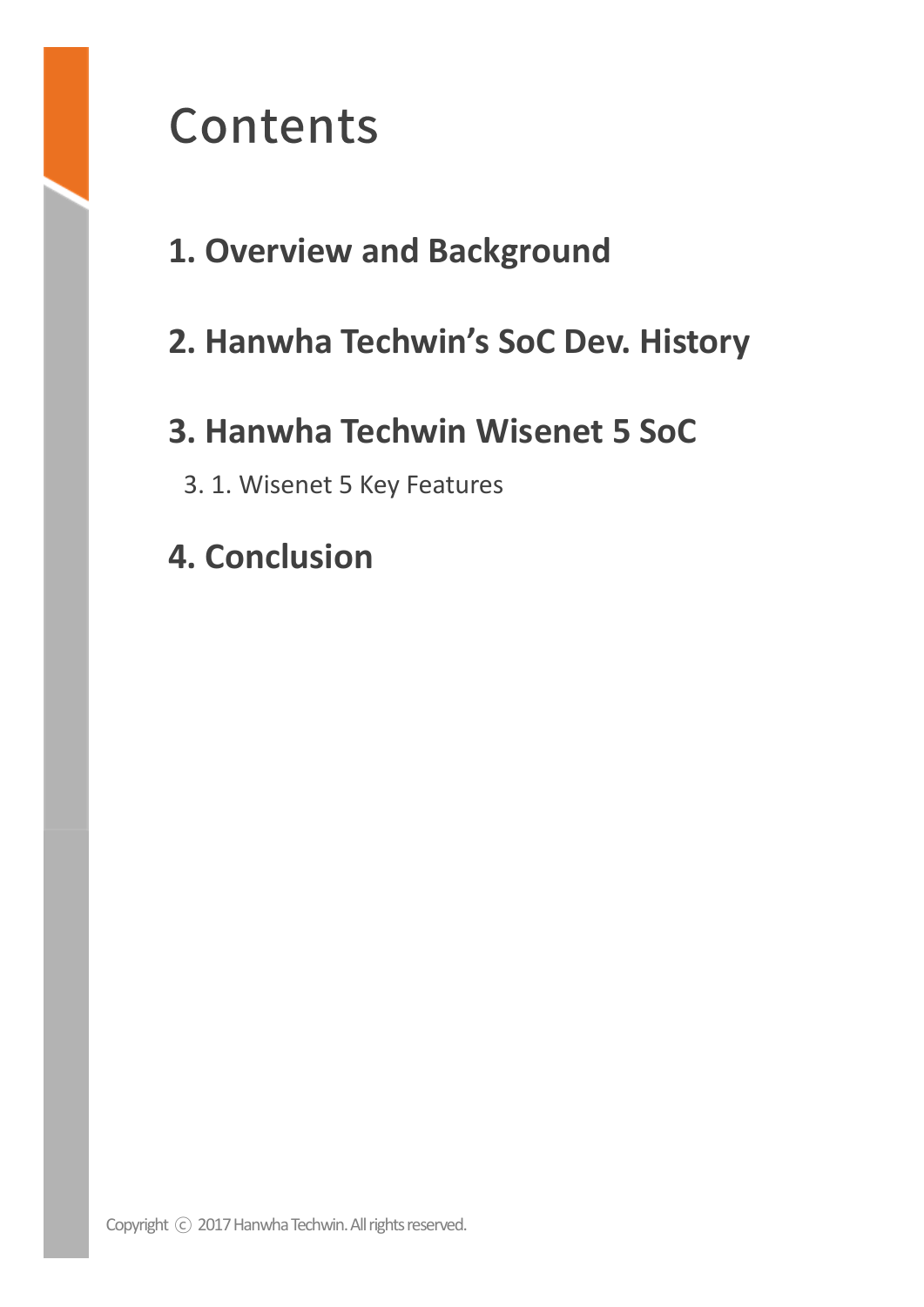# Contents

## 1. Overview and Background

## 2. Hanwha Techwin’s SoC Dev. History

## 3. Hanwha Techwin Wisenet 5 SoC

3. 1. Wisenet 5 Key Features

## 4. Conclusion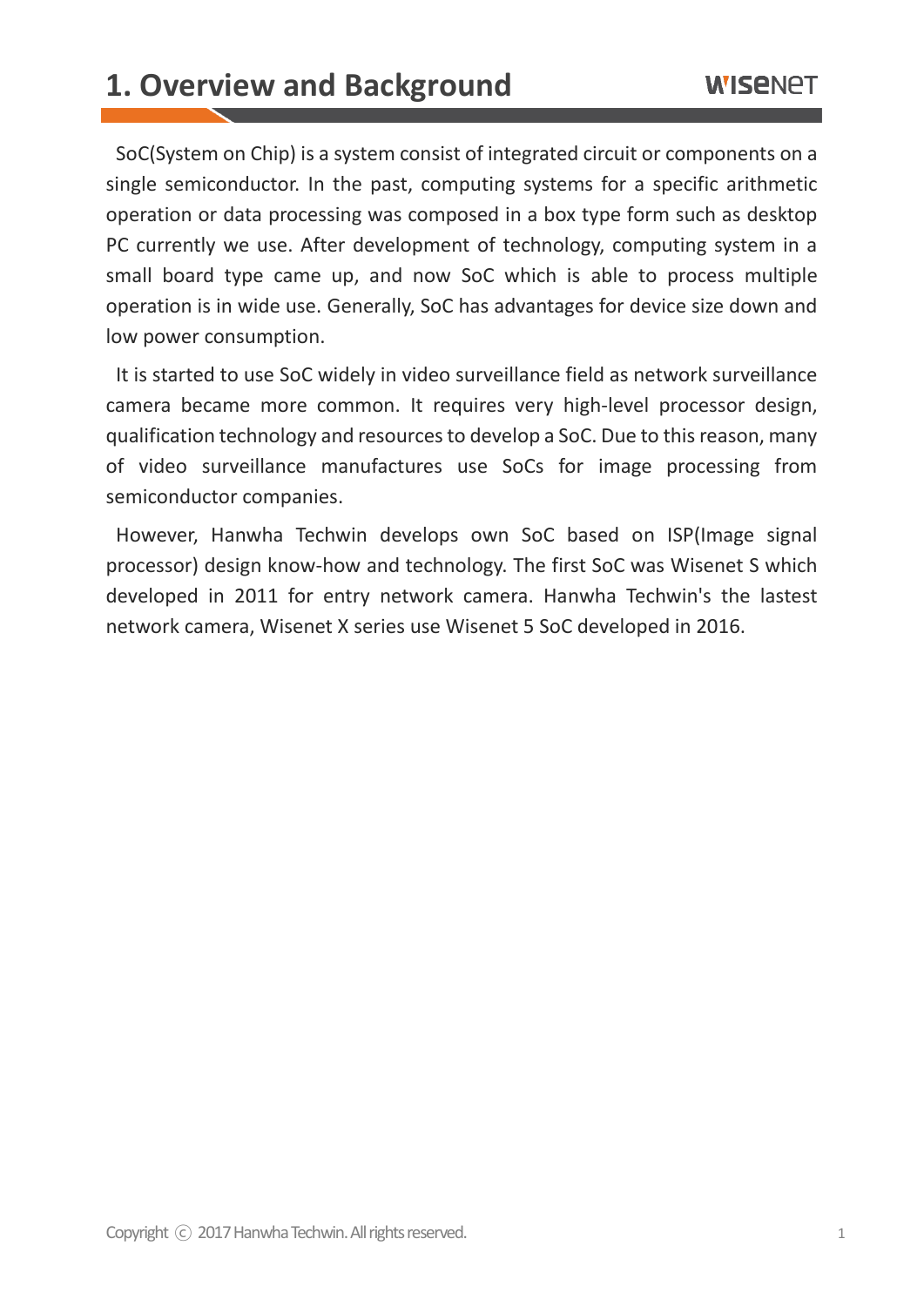# 1. Overview and Background

SoC(System on Chip) is a system consist of integrated circuit or components on a single semiconductor. In the past, computing systems for a specific arithmetic operation or data processing was composed in a box type form such as desktop PC currently we use. After development of technology, computing system in a small board type came up, and now SoC which is able to process multiple operation is in wide use. Generally, SoC has advantages for device size down and low power consumption.

It is started to use SoC widely in video surveillance field as network surveillance camera became more common. It requires very high-level processor design, qualification technology and resources to develop a SoC. Due to this reason, many of video surveillance manufactures use SoCs for image processing from semiconductor companies.

However, Hanwha Techwin develops own SoC based on ISP(Image signal processor) design know-how and technology. The first SoC was Wisenet S which developed in 2011 for entry network camera. Hanwha Techwin's the lastest network camera, Wisenet X series use Wisenet 5 SoC developed in 2016.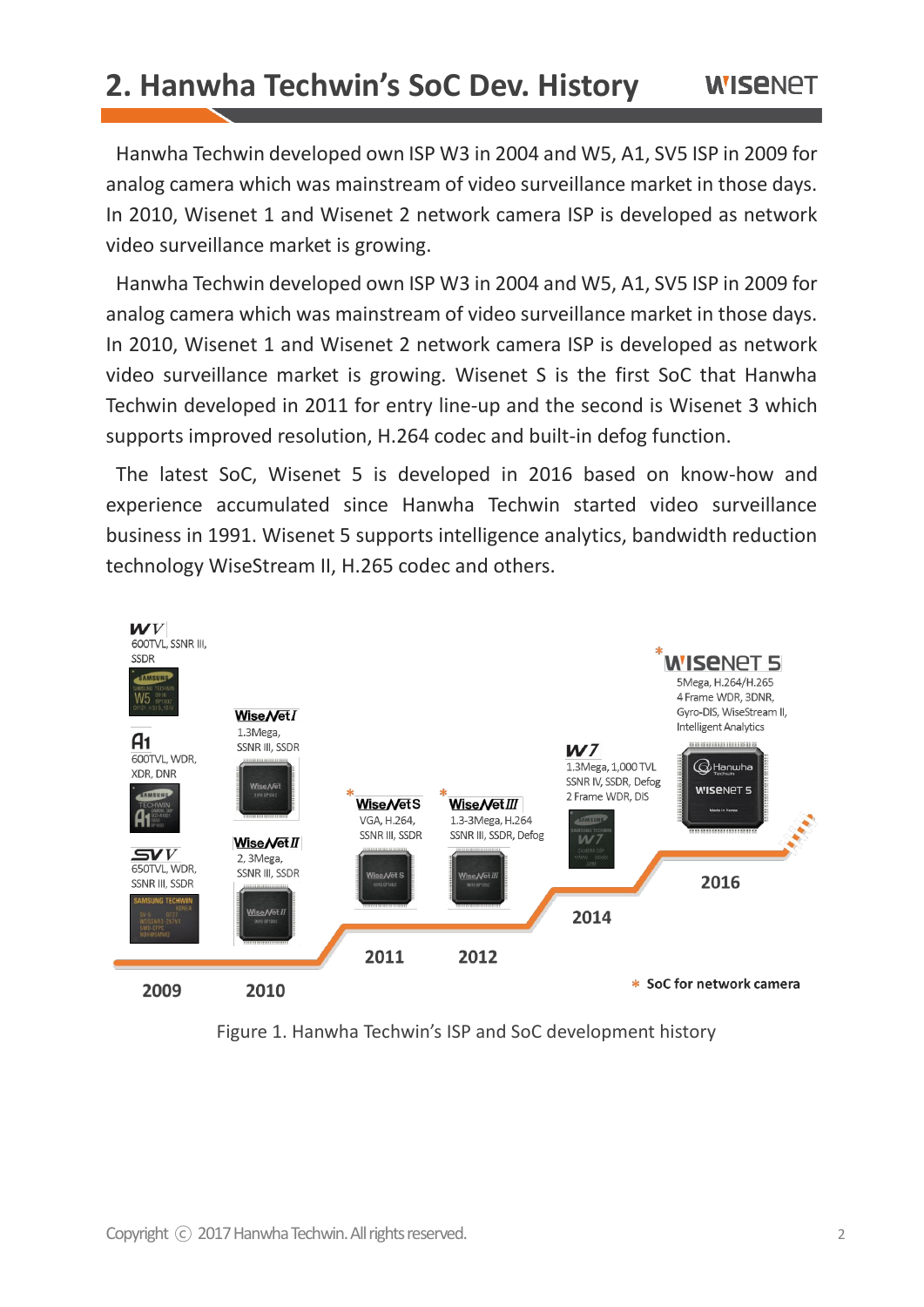## 2. Hanwha Techwin's SoC Dev. History

Hanwha Techwin developed own ISP W3 in 2004 and W5, A1, SV5 ISP in 2009 for analog camera which was mainstream of video surveillance market in those days. In 2010, Wisenet 1 and Wisenet 2 network camera ISP is developed as network video surveillance market is growing.

Hanwha Techwin developed own ISP W3 in 2004 and W5, A1, SV5 ISP in 2009 for analog camera which was mainstream of video surveillance market in those days. In 2010, Wisenet 1 and Wisenet 2 network camera ISP is developed as network video surveillance market is growing. Wisenet S is the first SoC that Hanwha Techwin developed in 2011 for entry line-up and the second is Wisenet 3 which supports improved resolution, H.264 codec and built-in defog function.

The latest SoC, Wisenet 5 is developed in 2016 based on know-how and experience accumulated since Hanwha Techwin started video surveillance business in 1991. Wisenet 5 supports intelligence analytics, bandwidth reduction technology WiseStream II, H.265 codec and others.

Figure 1. Hanwha Techwin's ISP and SoC development history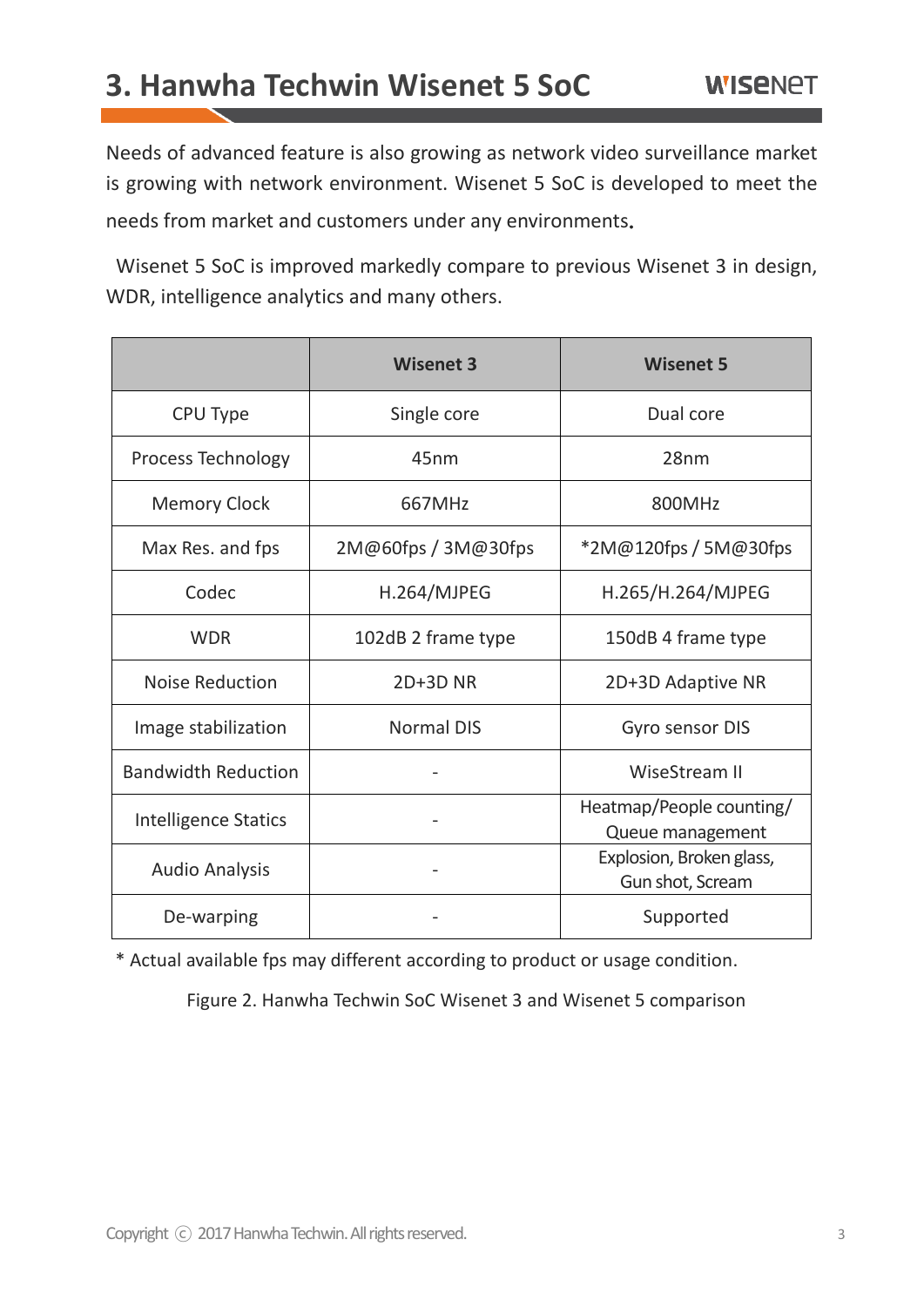# 3. Hanwha Techwin Wisenet 5 SoC

Needs of advanced feature is also growing as network video surveillance market is growing with network environment. Wisenet 5 SoC is developed to meet the needs from market and customers under any environments.

Wisenet 5 SoC is improved markedly compare to previous Wisenet 3 in design, WDR, intelligence analytics and many others.

| | Wisenet 3 | Wisenet 5 |
|---|---|---|
| CPU Type | Single core | Dual core |
| Process Technology | 45nm | 28nm |
| Memory Clock | 667MHz | 800MHz |
| Max Res. and fps | 2M@60fps / 3M@30fps | *2M@120fps / 5M@30fps |
| Codec | H.264/MJPEG | H.265/H.264/MJPEG |
| WDR | 102dB 2 frame type | 150dB 4 frame type |
| Noise Reduction | 2D+3D NR | 2D+3D Adaptive NR |
| Image stabilization | Normal DIS | Gyro sensor DIS |
| Bandwidth Reduction | - | WiseStream II |
| Intelligence Statics | - | Heatmap/People counting/ Queue management |
| Audio Analysis | - | Explosion, Broken glass, Gun shot, Scream |
| De-warping | - | Supported |

* Actual available fps may different according to product or usage condition.

Figure 2. Hanwha Techwin SoC Wisenet 3 and Wisenet 5 comparison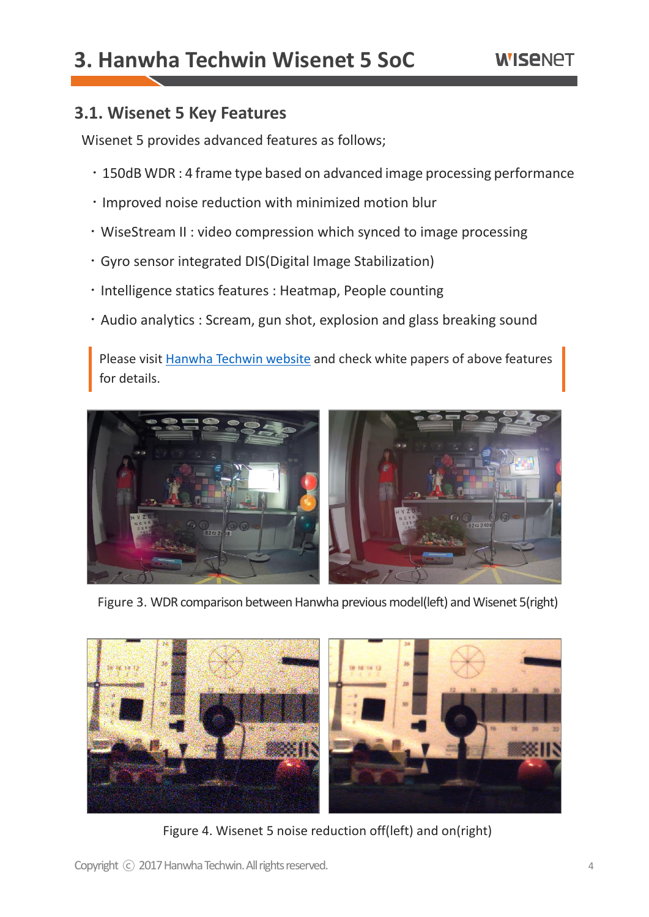# 3. Hanwha Techwin Wisenet 5 SoC

## 3.1. Wisenet 5 Key Features

Wisenet 5 provides advanced features as follows;

- 150dB WDR : 4 frame type based on advanced image processing performance
- Improved noise reduction with minimized motion blur
- WiseStream II : video compression which synced to image processing
- Gyro sensor integrated DIS(Digital Image Stabilization)
- Intelligence statics features : Heatmap, People counting
- Audio analytics : Scream, gun shot, explosion and glass breaking sound

> Please visit [Hanwha Techwin website]() and check white papers of above features for details.

Figure 3. WDR comparison between Hanwha previous model(left) and Wisenet 5(right)

Figure 4. Wisenet 5 noise reduction off(left) and on(right)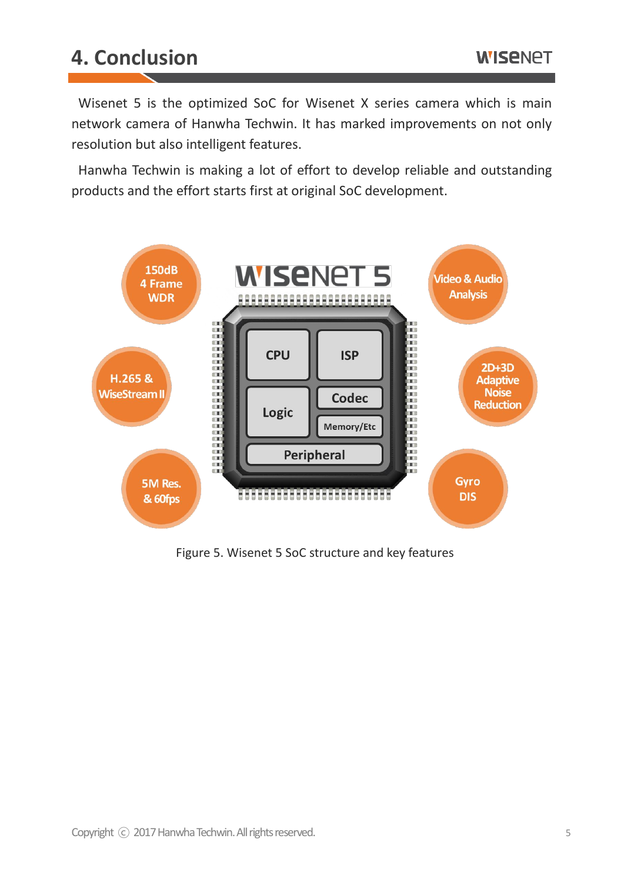# 4. Conclusion

Wisenet 5 is the optimized SoC for Wisenet X series camera which is main network camera of Hanwha Techwin. It has marked improvements on not only resolution but also intelligent features.

Hanwha Techwin is making a lot of effort to develop reliable and outstanding products and the effort starts first at original SoC development.

Figure 5. Wisenet 5 SoC structure and key features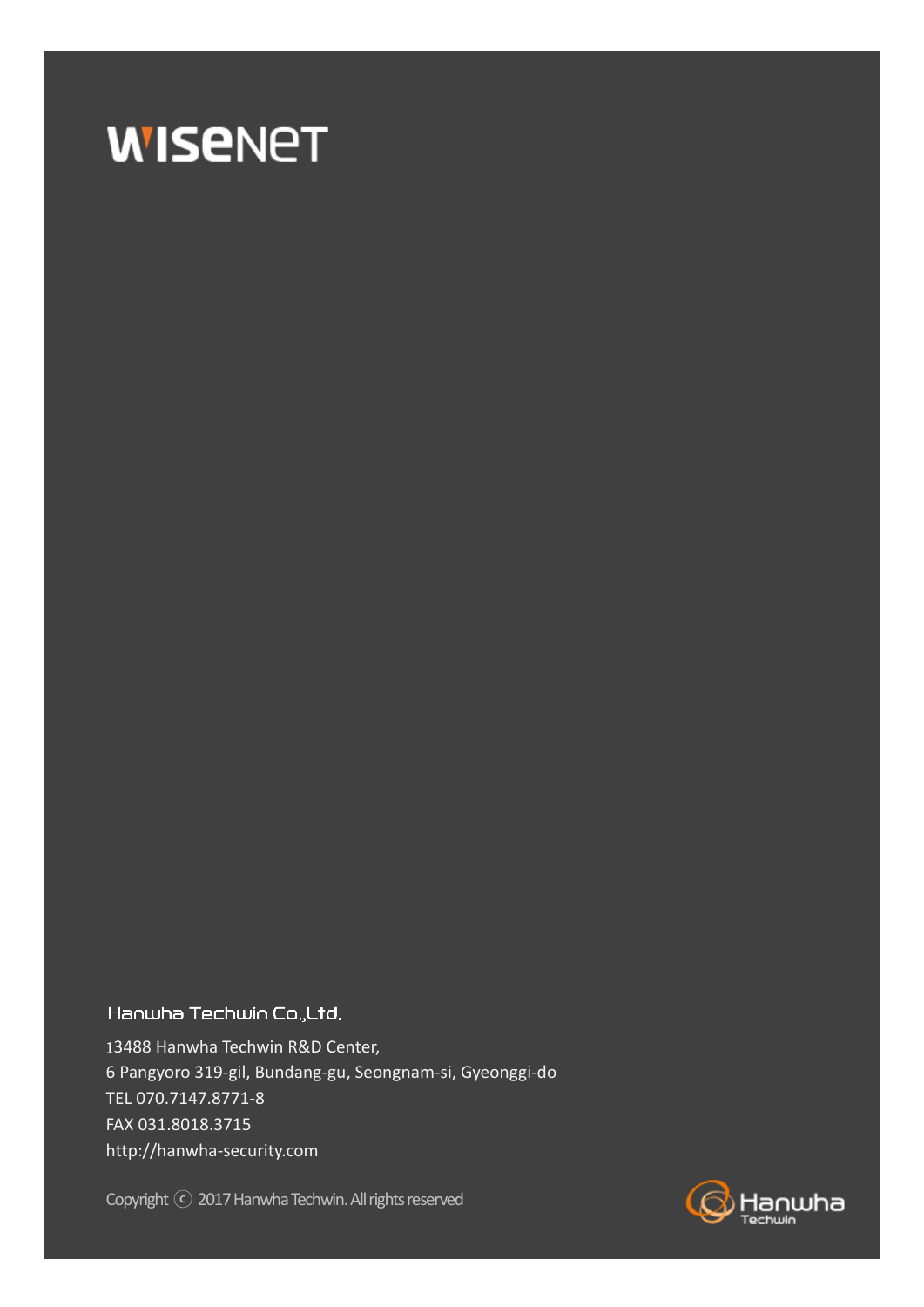# WISENET

Hanwha Techwin Co.,Ltd.

13488 Hanwha Techwin R&D Center,
6 Pangyoro 319-gil, Bundang-gu, Seongnam-si, Gyeonggi-do
TEL 070.7147.8771-8
FAX 031.8018.3715
http://hanwha-security.com

Copyright ⓒ 2017 Hanwha Techwin. All rights reserved

Hanwha Techwin